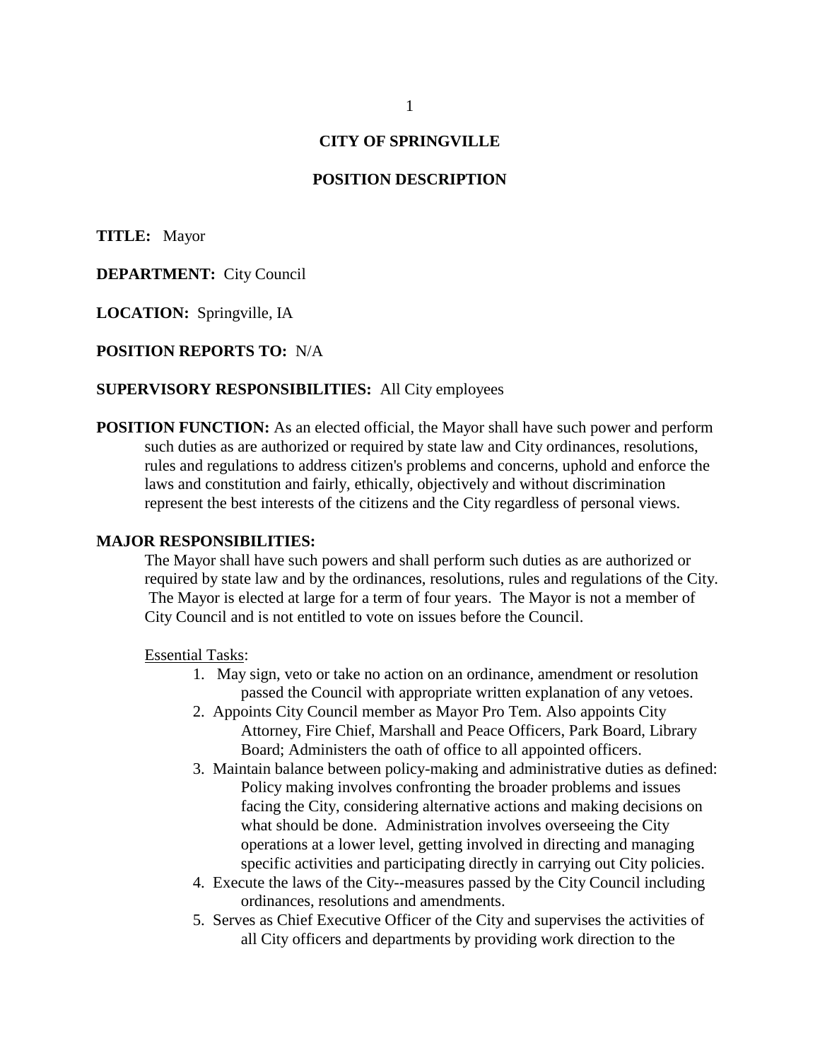# CITY OF SPRINGVILLE

## POSITION DESCRIPTION

**TITLE:** Mayor

**DEPARTMENT:** City Council

**LOCATION:** Springville, IA

**POSITION REPORTS TO:** N/A

**SUPERVISORY RESPONSIBILITIES:** All City employees

**POSITION FUNCTION:** As an elected official, the Mayor shall have such power and perform such duties as are authorized or required by state law and City ordinances, resolutions, rules and regulations to address citizen's problems and concerns, uphold and enforce the laws and constitution and fairly, ethically, objectively and without discrimination represent the best interests of the citizens and the City regardless of personal views.

**MAJOR RESPONSIBILITIES:**

The Mayor shall have such powers and shall perform such duties as are authorized or required by state law and by the ordinances, resolutions, rules and regulations of the City. The Mayor is elected at large for a term of four years. The Mayor is not a member of City Council and is not entitled to vote on issues before the Council.

<u>Essential Tasks</u>:

1. May sign, veto or take no action on an ordinance, amendment or resolution passed the Council with appropriate written explanation of any vetoes.
2. Appoints City Council member as Mayor Pro Tem. Also appoints City Attorney, Fire Chief, Marshall and Peace Officers, Park Board, Library Board; Administers the oath of office to all appointed officers.
3. Maintain balance between policy-making and administrative duties as defined: Policy making involves confronting the broader problems and issues facing the City, considering alternative actions and making decisions on what should be done. Administration involves overseeing the City operations at a lower level, getting involved in directing and managing specific activities and participating directly in carrying out City policies.
4. Execute the laws of the City--measures passed by the City Council including ordinances, resolutions and amendments.
5. Serves as Chief Executive Officer of the City and supervises the activities of all City officers and departments by providing work direction to the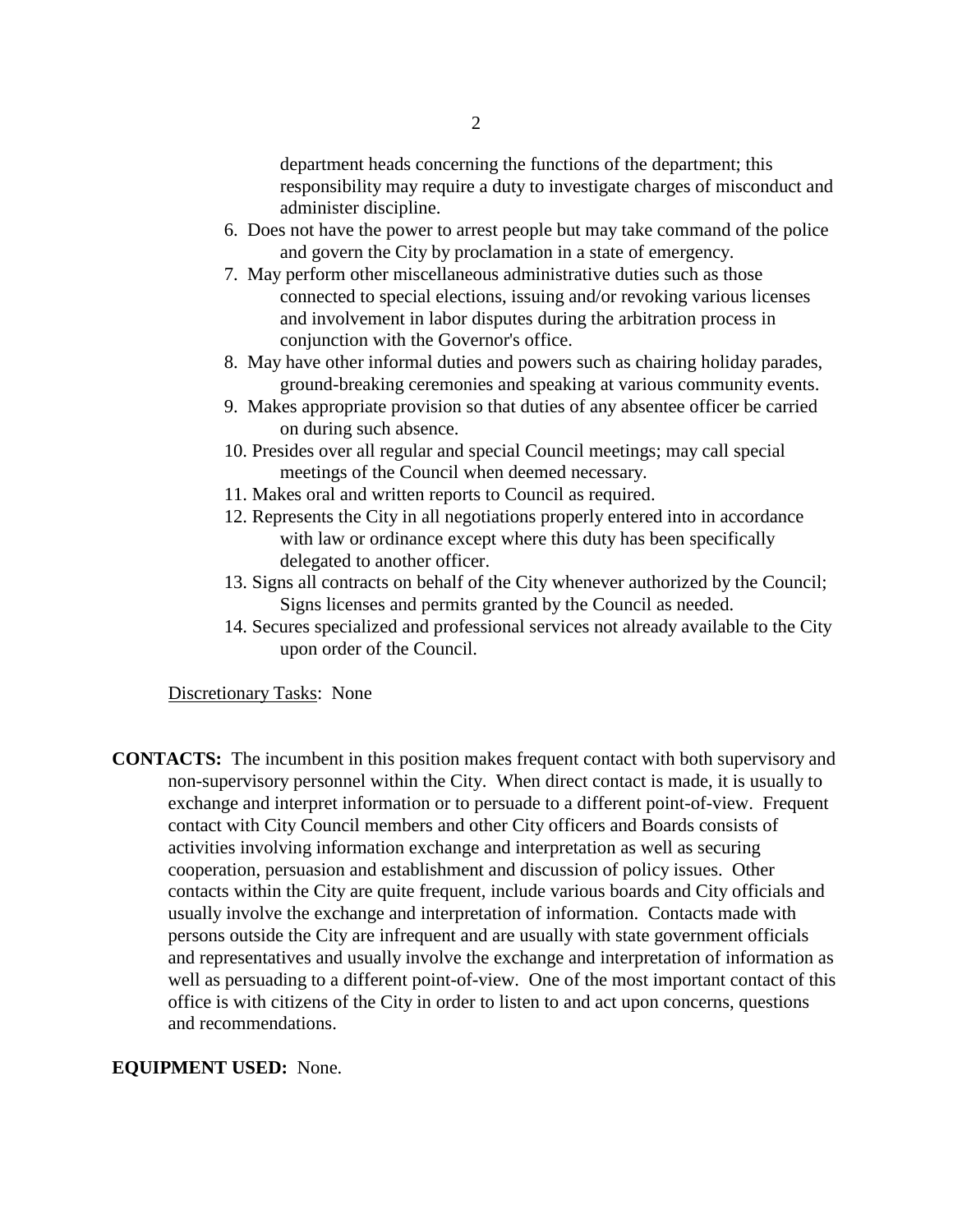department heads concerning the functions of the department; this responsibility may require a duty to investigate charges of misconduct and administer discipline.

6. Does not have the power to arrest people but may take command of the police and govern the City by proclamation in a state of emergency.
7. May perform other miscellaneous administrative duties such as those connected to special elections, issuing and/or revoking various licenses and involvement in labor disputes during the arbitration process in conjunction with the Governor's office.
8. May have other informal duties and powers such as chairing holiday parades, ground-breaking ceremonies and speaking at various community events.
9. Makes appropriate provision so that duties of any absentee officer be carried on during such absence.
10. Presides over all regular and special Council meetings; may call special meetings of the Council when deemed necessary.
11. Makes oral and written reports to Council as required.
12. Represents the City in all negotiations properly entered into in accordance with law or ordinance except where this duty has been specifically delegated to another officer.
13. Signs all contracts on behalf of the City whenever authorized by the Council; Signs licenses and permits granted by the Council as needed.
14. Secures specialized and professional services not already available to the City upon order of the Council.

Discretionary Tasks: None

**CONTACTS:** The incumbent in this position makes frequent contact with both supervisory and non-supervisory personnel within the City. When direct contact is made, it is usually to exchange and interpret information or to persuade to a different point-of-view. Frequent contact with City Council members and other City officers and Boards consists of activities involving information exchange and interpretation as well as securing cooperation, persuasion and establishment and discussion of policy issues. Other contacts within the City are quite frequent, include various boards and City officials and usually involve the exchange and interpretation of information. Contacts made with persons outside the City are infrequent and are usually with state government officials and representatives and usually involve the exchange and interpretation of information as well as persuading to a different point-of-view. One of the most important contact of this office is with citizens of the City in order to listen to and act upon concerns, questions and recommendations.

**EQUIPMENT USED:** None.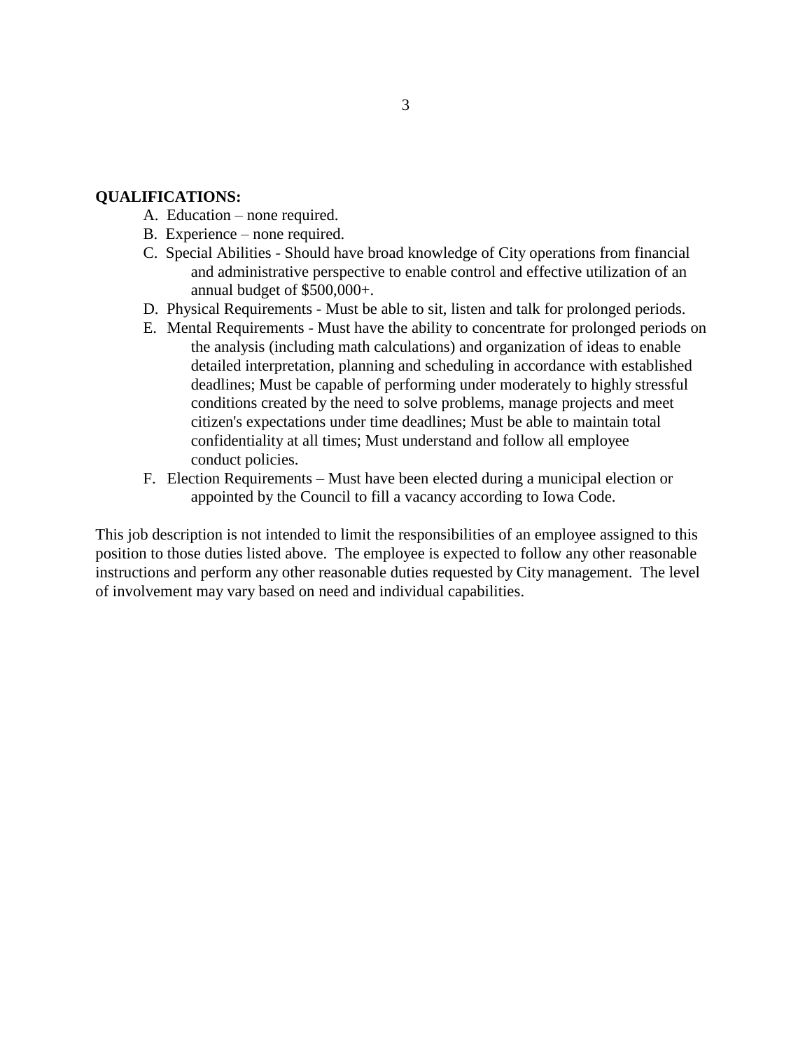**QUALIFICATIONS:**

A. Education – none required.
B. Experience – none required.
C. Special Abilities - Should have broad knowledge of City operations from financial and administrative perspective to enable control and effective utilization of an annual budget of $500,000+.
D. Physical Requirements - Must be able to sit, listen and talk for prolonged periods.
E. Mental Requirements - Must have the ability to concentrate for prolonged periods on the analysis (including math calculations) and organization of ideas to enable detailed interpretation, planning and scheduling in accordance with established deadlines; Must be capable of performing under moderately to highly stressful conditions created by the need to solve problems, manage projects and meet citizen's expectations under time deadlines; Must be able to maintain total confidentiality at all times; Must understand and follow all employee conduct policies.
F. Election Requirements – Must have been elected during a municipal election or appointed by the Council to fill a vacancy according to Iowa Code.

This job description is not intended to limit the responsibilities of an employee assigned to this position to those duties listed above. The employee is expected to follow any other reasonable instructions and perform any other reasonable duties requested by City management. The level of involvement may vary based on need and individual capabilities.